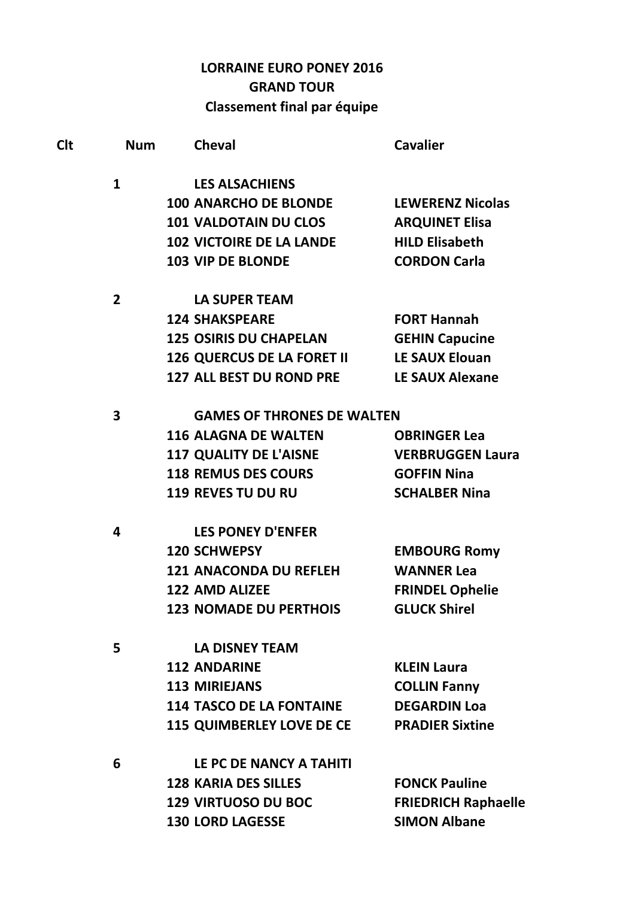**LORRAINE EURO PONEY 2016**
**GRAND TOUR**
**Classement final par équipe**

| Clt | Num | Cheval | Cavalier |
|---|---|---|---|
| 1 | | LES ALSACHIENS | |
| | 100 | ANARCHO DE BLONDE | LEWERENZ Nicolas |
| | 101 | VALDOTAIN DU CLOS | ARQUINET Elisa |
| | 102 | VICTOIRE DE LA LANDE | HILD Elisabeth |
| | 103 | VIP DE BLONDE | CORDON Carla |
| 2 | | LA SUPER TEAM | |
| | 124 | SHAKSPEARE | FORT Hannah |
| | 125 | OSIRIS DU CHAPELAN | GEHIN Capucine |
| | 126 | QUERCUS DE LA FORET II | LE SAUX Elouan |
| | 127 | ALL BEST DU ROND PRE | LE SAUX Alexane |
| 3 | | GAMES OF THRONES DE WALTEN | |
| | 116 | ALAGNA DE WALTEN | OBRINGER Lea |
| | 117 | QUALITY DE L'AISNE | VERBRUGGEN Laura |
| | 118 | REMUS DES COURS | GOFFIN Nina |
| | 119 | REVES TU DU RU | SCHALBER Nina |
| 4 | | LES PONEY D'ENFER | |
| | 120 | SCHWEPSY | EMBOURG Romy |
| | 121 | ANACONDA DU REFLEH | WANNER Lea |
| | 122 | AMD ALIZEE | FRINDEL Ophelie |
| | 123 | NOMADE DU PERTHOIS | GLUCK Shirel |
| 5 | | LA DISNEY TEAM | |
| | 112 | ANDARINE | KLEIN Laura |
| | 113 | MIRIEJANS | COLLIN Fanny |
| | 114 | TASCO DE LA FONTAINE | DEGARDIN Loa |
| | 115 | QUIMBERLEY LOVE DE CE | PRADIER Sixtine |
| 6 | | LE PC DE NANCY A TAHITI | |
| | 128 | KARIA DES SILLES | FONCK Pauline |
| | 129 | VIRTUOSO DU BOC | FRIEDRICH Raphaelle |
| | 130 | LORD LAGESSE | SIMON Albane |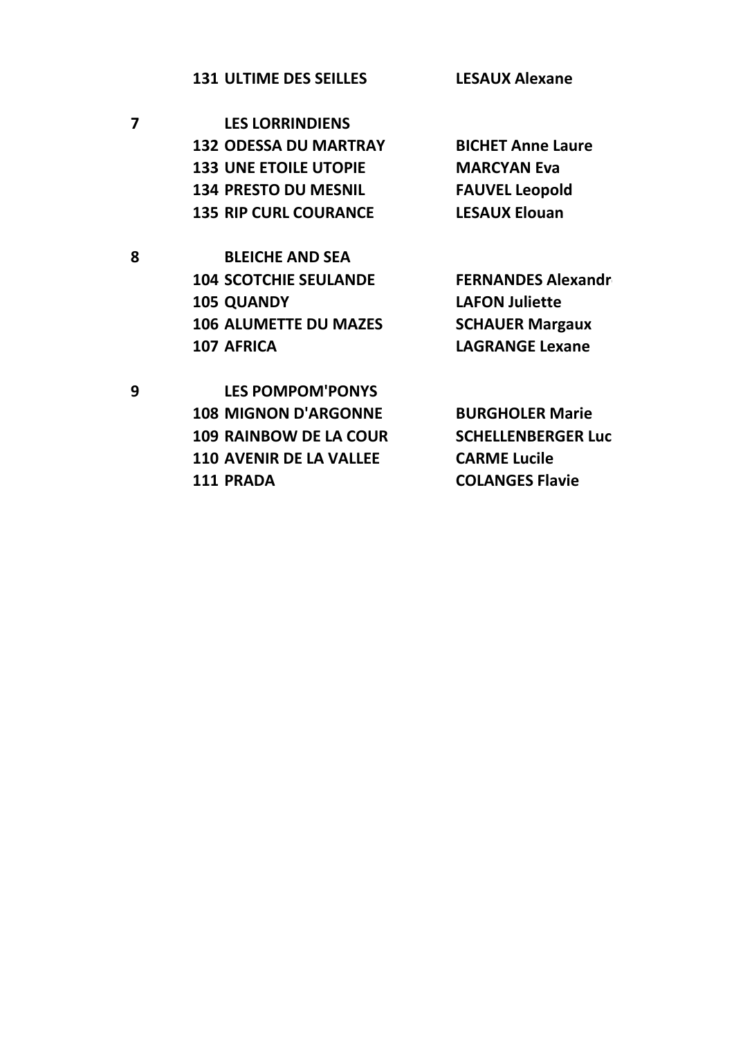| | | |
|---|---|---|
| | **131 ULTIME DES SEILLES** | **LESAUX Alexane** |
| **7** | **LES LORRINDIENS** | |
| | **132 ODESSA DU MARTRAY** | **BICHET Anne Laure** |
| | **133 UNE ETOILE UTOPIE** | **MARCYAN Eva** |
| | **134 PRESTO DU MESNIL** | **FAUVEL Leopold** |
| | **135 RIP CURL COURANCE** | **LESAUX Elouan** |
| **8** | **BLEICHE AND SEA** | |
| | **104 SCOTCHIE SEULANDE** | **FERNANDES Alexandr** |
| | **105 QUANDY** | **LAFON Juliette** |
| | **106 ALUMETTE DU MAZES** | **SCHAUER Margaux** |
| | **107 AFRICA** | **LAGRANGE Lexane** |
| **9** | **LES POMPOM'PONYS** | |
| | **108 MIGNON D'ARGONNE** | **BURGHOLER Marie** |
| | **109 RAINBOW DE LA COUR** | **SCHELLENBERGER Luc** |
| | **110 AVENIR DE LA VALLEE** | **CARME Lucile** |
| | **111 PRADA** | **COLANGES Flavie** |